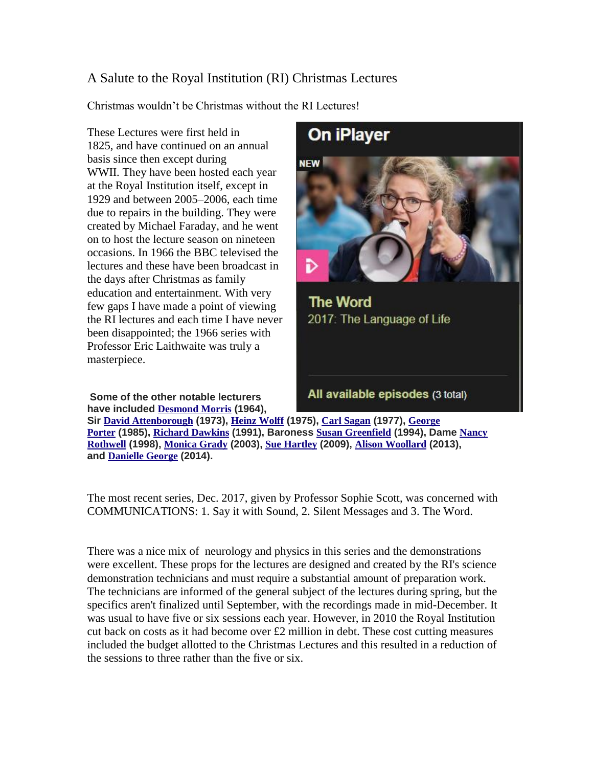A Salute to the Royal Institution (RI) Christmas Lectures

Christmas wouldn't be Christmas without the RI Lectures!

These Lectures were first held in 1825, and have continued on an annual basis since then except during WWII. They have been hosted each year at the Royal Institution itself, except in 1929 and between 2005–2006, each time due to repairs in the building. They were created by Michael Faraday, and he went on to host the lecture season on nineteen occasions. In 1966 the BBC televised the lectures and these have been broadcast in the days after Christmas as family education and entertainment. With very few gaps I have made a point of viewing the RI lectures and each time I have never been disappointed; the 1966 series with Professor Eric Laithwaite was truly a masterpiece.

**Some of the other notable lecturers have included Desmond Morris (1964), Sir David Attenborough (1973), Heinz Wolff (1975), Carl Sagan (1977), George Porter (1985), Richard Dawkins (1991), Baroness Susan Greenfield (1994), Dame Nancy Rothwell (1998), Monica Grady (2003), Sue Hartley (2009), Alison Woollard (2013), and Danielle George (2014).**

The most recent series, Dec. 2017, given by Professor Sophie Scott, was concerned with COMMUNICATIONS: 1. Say it with Sound, 2. Silent Messages and 3. The Word.

There was a nice mix of neurology and physics in this series and the demonstrations were excellent. These props for the lectures are designed and created by the RI's science demonstration technicians and must require a substantial amount of preparation work. The technicians are informed of the general subject of the lectures during spring, but the specifics aren't finalized until September, with the recordings made in mid-December. It was usual to have five or six sessions each year. However, in 2010 the Royal Institution cut back on costs as it had become over £2 million in debt. These cost cutting measures included the budget allotted to the Christmas Lectures and this resulted in a reduction of the sessions to three rather than the five or six.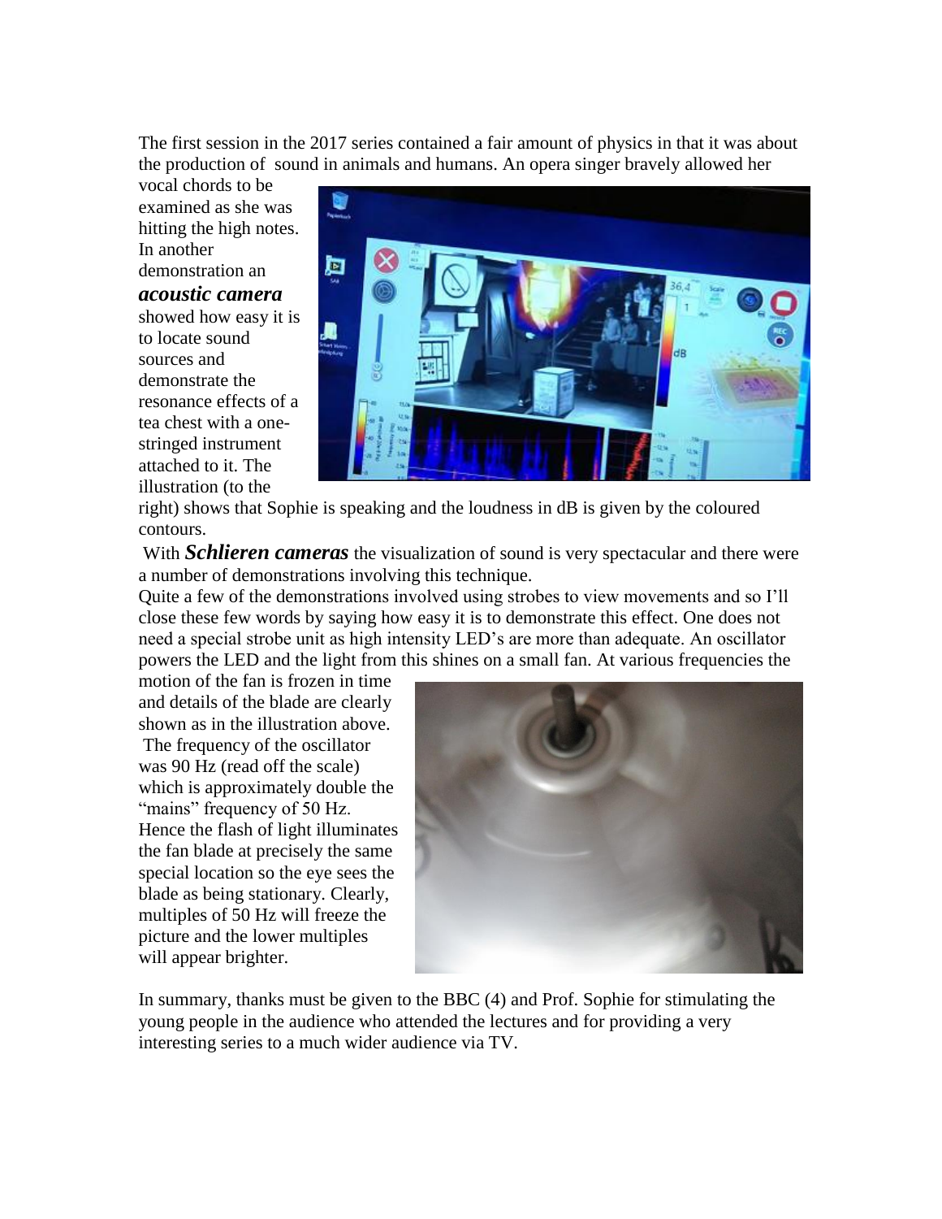The first session in the 2017 series contained a fair amount of physics in that it was about the production of sound in animals and humans. An opera singer bravely allowed her vocal chords to be examined as she was hitting the high notes. In another demonstration an ***acoustic camera*** showed how easy it is to locate sound sources and demonstrate the resonance effects of a tea chest with a one-stringed instrument attached to it. The illustration (to the right) shows that Sophie is speaking and the loudness in dB is given by the coloured contours.

With ***Schlieren cameras*** the visualization of sound is very spectacular and there were a number of demonstrations involving this technique.

Quite a few of the demonstrations involved using strobes to view movements and so I'll close these few words by saying how easy it is to demonstrate this effect. One does not need a special strobe unit as high intensity LED's are more than adequate. An oscillator powers the LED and the light from this shines on a small fan. At various frequencies the motion of the fan is frozen in time and details of the blade are clearly shown as in the illustration above. The frequency of the oscillator was 90 Hz (read off the scale) which is approximately double the "mains" frequency of 50 Hz. Hence the flash of light illuminates the fan blade at precisely the same special location so the eye sees the blade as being stationary. Clearly, multiples of 50 Hz will freeze the picture and the lower multiples will appear brighter.

In summary, thanks must be given to the BBC (4) and Prof. Sophie for stimulating the young people in the audience who attended the lectures and for providing a very interesting series to a much wider audience via TV.